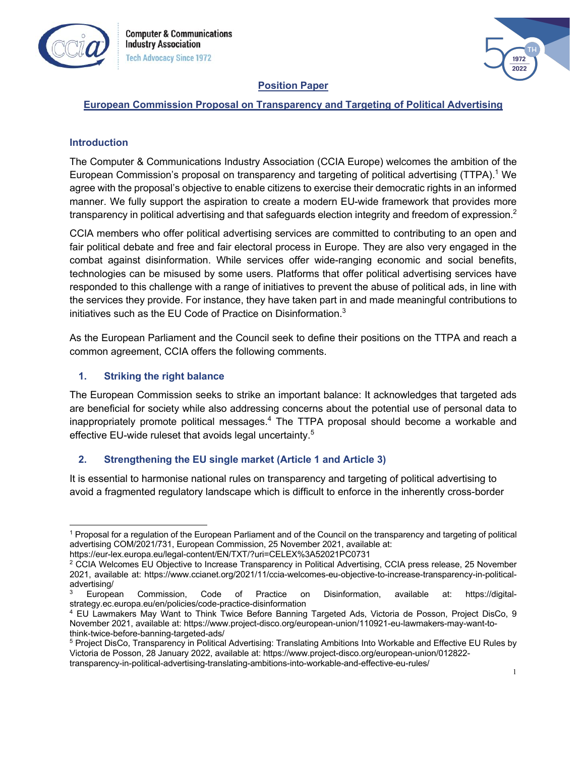Computer & Communications Industry Association
Tech Advocacy Since 1972

**Position Paper**

**European Commission Proposal on Transparency and Targeting of Political Advertising**

## Introduction

The Computer & Communications Industry Association (CCIA Europe) welcomes the ambition of the European Commission's proposal on transparency and targeting of political advertising (TTPA).[1] We agree with the proposal's objective to enable citizens to exercise their democratic rights in an informed manner. We fully support the aspiration to create a modern EU-wide framework that provides more transparency in political advertising and that safeguards election integrity and freedom of expression.[2]

CCIA members who offer political advertising services are committed to contributing to an open and fair political debate and free and fair electoral process in Europe. They are also very engaged in the combat against disinformation. While services offer wide-ranging economic and social benefits, technologies can be misused by some users. Platforms that offer political advertising services have responded to this challenge with a range of initiatives to prevent the abuse of political ads, in line with the services they provide. For instance, they have taken part in and made meaningful contributions to initiatives such as the EU Code of Practice on Disinformation.[3]

As the European Parliament and the Council seek to define their positions on the TTPA and reach a common agreement, CCIA offers the following comments.

## 1. Striking the right balance

The European Commission seeks to strike an important balance: It acknowledges that targeted ads are beneficial for society while also addressing concerns about the potential use of personal data to inappropriately promote political messages.[4] The TTPA proposal should become a workable and effective EU-wide ruleset that avoids legal uncertainty.[5]

## 2. Strengthening the EU single market (Article 1 and Article 3)

It is essential to harmonise national rules on transparency and targeting of political advertising to avoid a fragmented regulatory landscape which is difficult to enforce in the inherently cross-border

---

[1] Proposal for a regulation of the European Parliament and of the Council on the transparency and targeting of political advertising COM/2021/731, European Commission, 25 November 2021, available at: https://eur-lex.europa.eu/legal-content/EN/TXT/?uri=CELEX%3A52021PC0731

[2] CCIA Welcomes EU Objective to Increase Transparency in Political Advertising, CCIA press release, 25 November 2021, available at: https://www.ccianet.org/2021/11/ccia-welcomes-eu-objective-to-increase-transparency-in-political-advertising/

[3] European Commission, Code of Practice on Disinformation, available at: https://digital-strategy.ec.europa.eu/en/policies/code-practice-disinformation

[4] EU Lawmakers May Want to Think Twice Before Banning Targeted Ads, Victoria de Posson, Project DisCo, 9 November 2021, available at: https://www.project-disco.org/european-union/110921-eu-lawmakers-may-want-to-think-twice-before-banning-targeted-ads/

[5] Project DisCo, Transparency in Political Advertising: Translating Ambitions Into Workable and Effective EU Rules by Victoria de Posson, 28 January 2022, available at: https://www.project-disco.org/european-union/012822-transparency-in-political-advertising-translating-ambitions-into-workable-and-effective-eu-rules/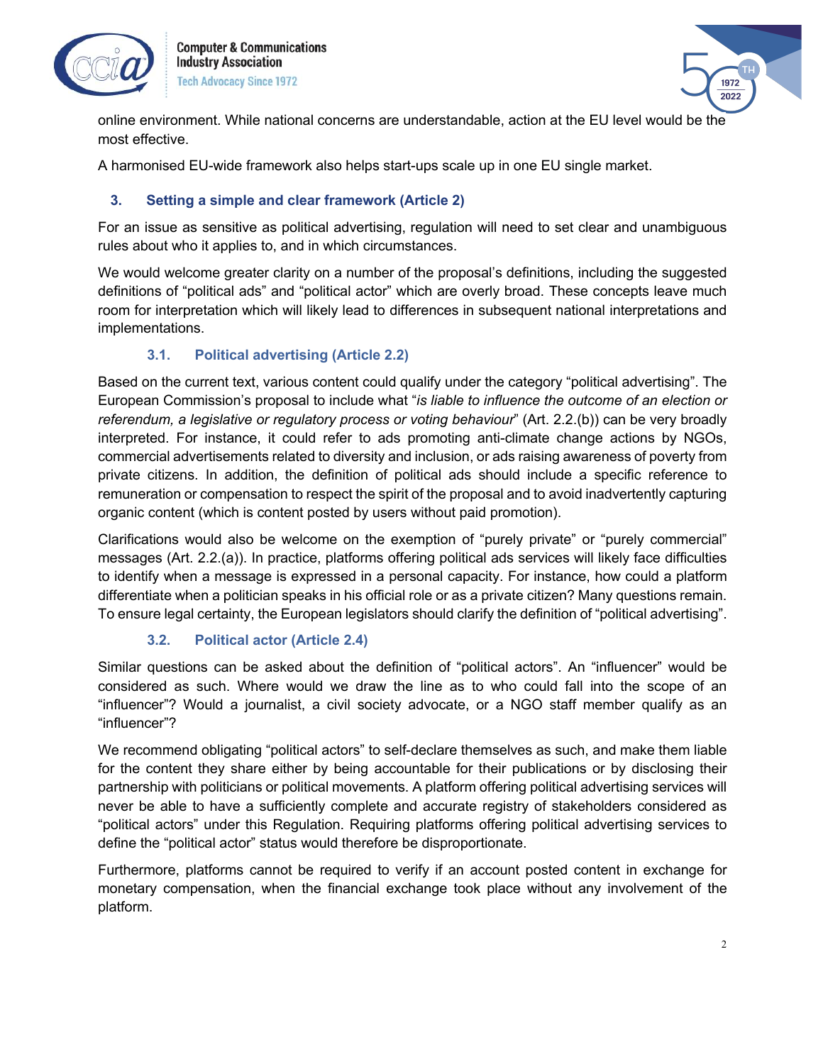online environment. While national concerns are understandable, action at the EU level would be the most effective.

A harmonised EU-wide framework also helps start-ups scale up in one EU single market.

## 3. Setting a simple and clear framework (Article 2)

For an issue as sensitive as political advertising, regulation will need to set clear and unambiguous rules about who it applies to, and in which circumstances.

We would welcome greater clarity on a number of the proposal's definitions, including the suggested definitions of "political ads" and "political actor" which are overly broad. These concepts leave much room for interpretation which will likely lead to differences in subsequent national interpretations and implementations.

### 3.1. Political advertising (Article 2.2)

Based on the current text, various content could qualify under the category "political advertising". The European Commission's proposal to include what "*is liable to influence the outcome of an election or referendum, a legislative or regulatory process or voting behaviour*" (Art. 2.2.(b)) can be very broadly interpreted. For instance, it could refer to ads promoting anti-climate change actions by NGOs, commercial advertisements related to diversity and inclusion, or ads raising awareness of poverty from private citizens. In addition, the definition of political ads should include a specific reference to remuneration or compensation to respect the spirit of the proposal and to avoid inadvertently capturing organic content (which is content posted by users without paid promotion).

Clarifications would also be welcome on the exemption of "purely private" or "purely commercial" messages (Art. 2.2.(a)). In practice, platforms offering political ads services will likely face difficulties to identify when a message is expressed in a personal capacity. For instance, how could a platform differentiate when a politician speaks in his official role or as a private citizen? Many questions remain. To ensure legal certainty, the European legislators should clarify the definition of "political advertising".

### 3.2. Political actor (Article 2.4)

Similar questions can be asked about the definition of "political actors". An "influencer" would be considered as such. Where would we draw the line as to who could fall into the scope of an "influencer"? Would a journalist, a civil society advocate, or a NGO staff member qualify as an "influencer"?

We recommend obligating "political actors" to self-declare themselves as such, and make them liable for the content they share either by being accountable for their publications or by disclosing their partnership with politicians or political movements. A platform offering political advertising services will never be able to have a sufficiently complete and accurate registry of stakeholders considered as "political actors" under this Regulation. Requiring platforms offering political advertising services to define the "political actor" status would therefore be disproportionate.

Furthermore, platforms cannot be required to verify if an account posted content in exchange for monetary compensation, when the financial exchange took place without any involvement of the platform.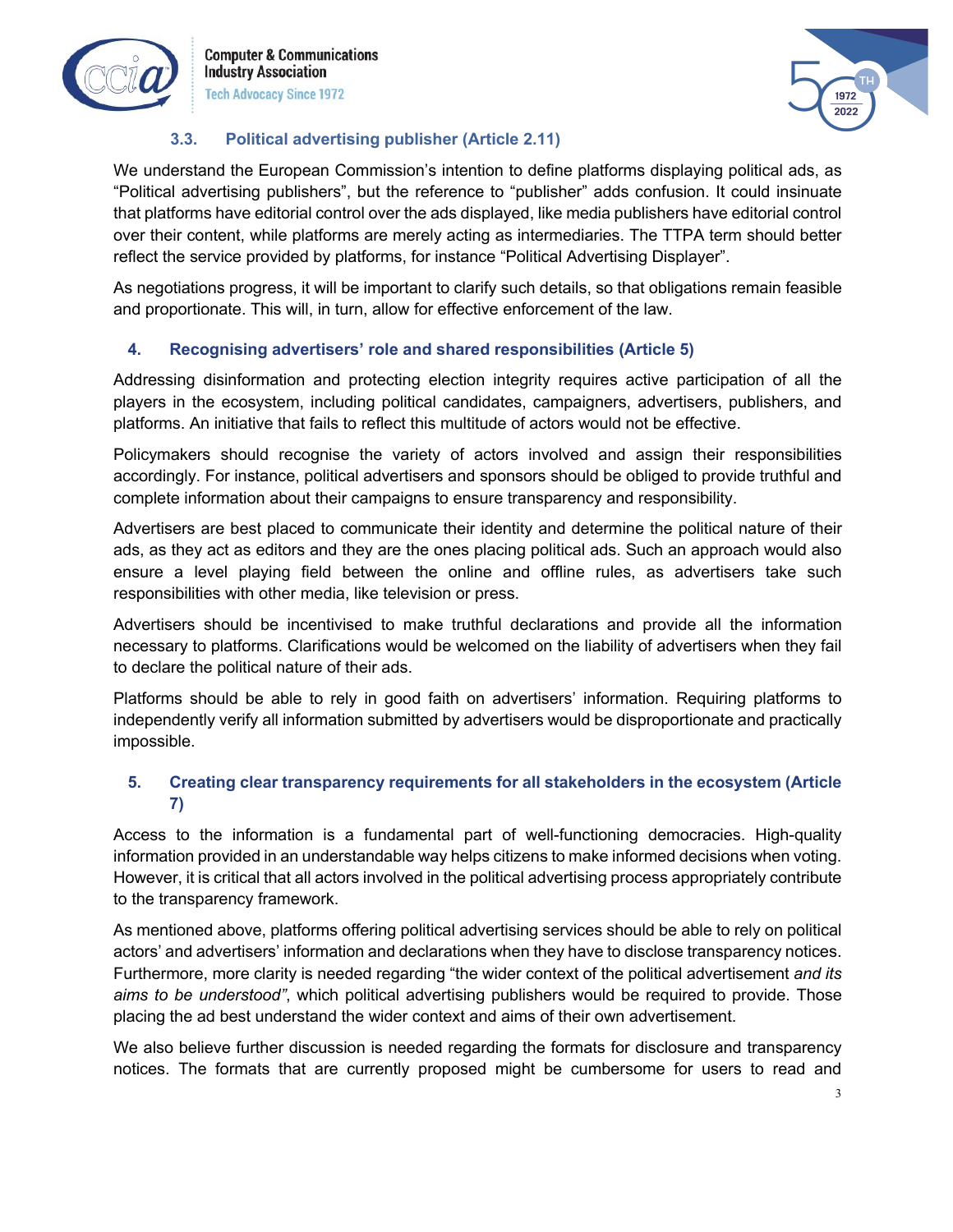### 3.3. Political advertising publisher (Article 2.11)

We understand the European Commission's intention to define platforms displaying political ads, as "Political advertising publishers", but the reference to "publisher" adds confusion. It could insinuate that platforms have editorial control over the ads displayed, like media publishers have editorial control over their content, while platforms are merely acting as intermediaries. The TTPA term should better reflect the service provided by platforms, for instance "Political Advertising Displayer".

As negotiations progress, it will be important to clarify such details, so that obligations remain feasible and proportionate. This will, in turn, allow for effective enforcement of the law.

## 4. Recognising advertisers' role and shared responsibilities (Article 5)

Addressing disinformation and protecting election integrity requires active participation of all the players in the ecosystem, including political candidates, campaigners, advertisers, publishers, and platforms. An initiative that fails to reflect this multitude of actors would not be effective.

Policymakers should recognise the variety of actors involved and assign their responsibilities accordingly. For instance, political advertisers and sponsors should be obliged to provide truthful and complete information about their campaigns to ensure transparency and responsibility.

Advertisers are best placed to communicate their identity and determine the political nature of their ads, as they act as editors and they are the ones placing political ads. Such an approach would also ensure a level playing field between the online and offline rules, as advertisers take such responsibilities with other media, like television or press.

Advertisers should be incentivised to make truthful declarations and provide all the information necessary to platforms. Clarifications would be welcomed on the liability of advertisers when they fail to declare the political nature of their ads.

Platforms should be able to rely in good faith on advertisers' information. Requiring platforms to independently verify all information submitted by advertisers would be disproportionate and practically impossible.

## 5. Creating clear transparency requirements for all stakeholders in the ecosystem (Article 7)

Access to the information is a fundamental part of well-functioning democracies. High-quality information provided in an understandable way helps citizens to make informed decisions when voting. However, it is critical that all actors involved in the political advertising process appropriately contribute to the transparency framework.

As mentioned above, platforms offering political advertising services should be able to rely on political actors' and advertisers' information and declarations when they have to disclose transparency notices. Furthermore, more clarity is needed regarding "the wider context of the political advertisement *and its aims to be understood"*, which political advertising publishers would be required to provide. Those placing the ad best understand the wider context and aims of their own advertisement.

We also believe further discussion is needed regarding the formats for disclosure and transparency notices. The formats that are currently proposed might be cumbersome for users to read and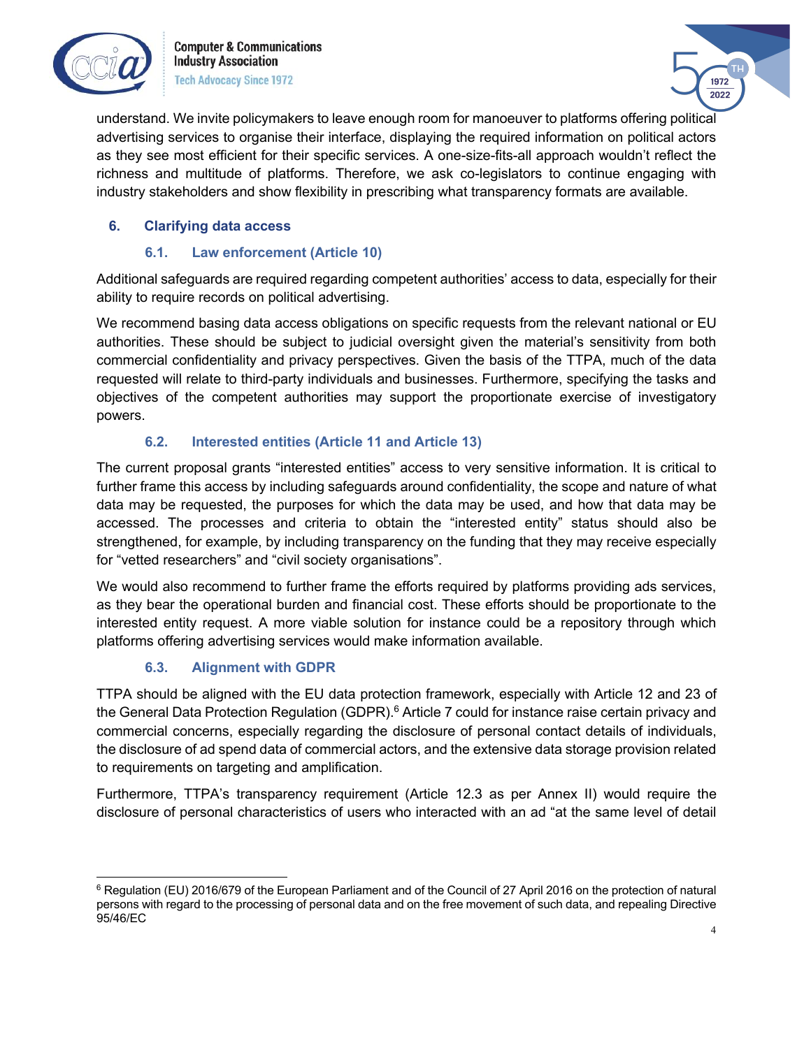understand. We invite policymakers to leave enough room for manoeuver to platforms offering political advertising services to organise their interface, displaying the required information on political actors as they see most efficient for their specific services. A one-size-fits-all approach wouldn't reflect the richness and multitude of platforms. Therefore, we ask co-legislators to continue engaging with industry stakeholders and show flexibility in prescribing what transparency formats are available.

## 6. Clarifying data access

### 6.1. Law enforcement (Article 10)

Additional safeguards are required regarding competent authorities' access to data, especially for their ability to require records on political advertising.

We recommend basing data access obligations on specific requests from the relevant national or EU authorities. These should be subject to judicial oversight given the material's sensitivity from both commercial confidentiality and privacy perspectives. Given the basis of the TTPA, much of the data requested will relate to third-party individuals and businesses. Furthermore, specifying the tasks and objectives of the competent authorities may support the proportionate exercise of investigatory powers.

### 6.2. Interested entities (Article 11 and Article 13)

The current proposal grants "interested entities" access to very sensitive information. It is critical to further frame this access by including safeguards around confidentiality, the scope and nature of what data may be requested, the purposes for which the data may be used, and how that data may be accessed. The processes and criteria to obtain the "interested entity" status should also be strengthened, for example, by including transparency on the funding that they may receive especially for "vetted researchers" and "civil society organisations".

We would also recommend to further frame the efforts required by platforms providing ads services, as they bear the operational burden and financial cost. These efforts should be proportionate to the interested entity request. A more viable solution for instance could be a repository through which platforms offering advertising services would make information available.

### 6.3. Alignment with GDPR

TTPA should be aligned with the EU data protection framework, especially with Article 12 and 23 of the General Data Protection Regulation (GDPR).[6] Article 7 could for instance raise certain privacy and commercial concerns, especially regarding the disclosure of personal contact details of individuals, the disclosure of ad spend data of commercial actors, and the extensive data storage provision related to requirements on targeting and amplification.

Furthermore, TTPA's transparency requirement (Article 12.3 as per Annex II) would require the disclosure of personal characteristics of users who interacted with an ad "at the same level of detail

[6] Regulation (EU) 2016/679 of the European Parliament and of the Council of 27 April 2016 on the protection of natural persons with regard to the processing of personal data and on the free movement of such data, and repealing Directive 95/46/EC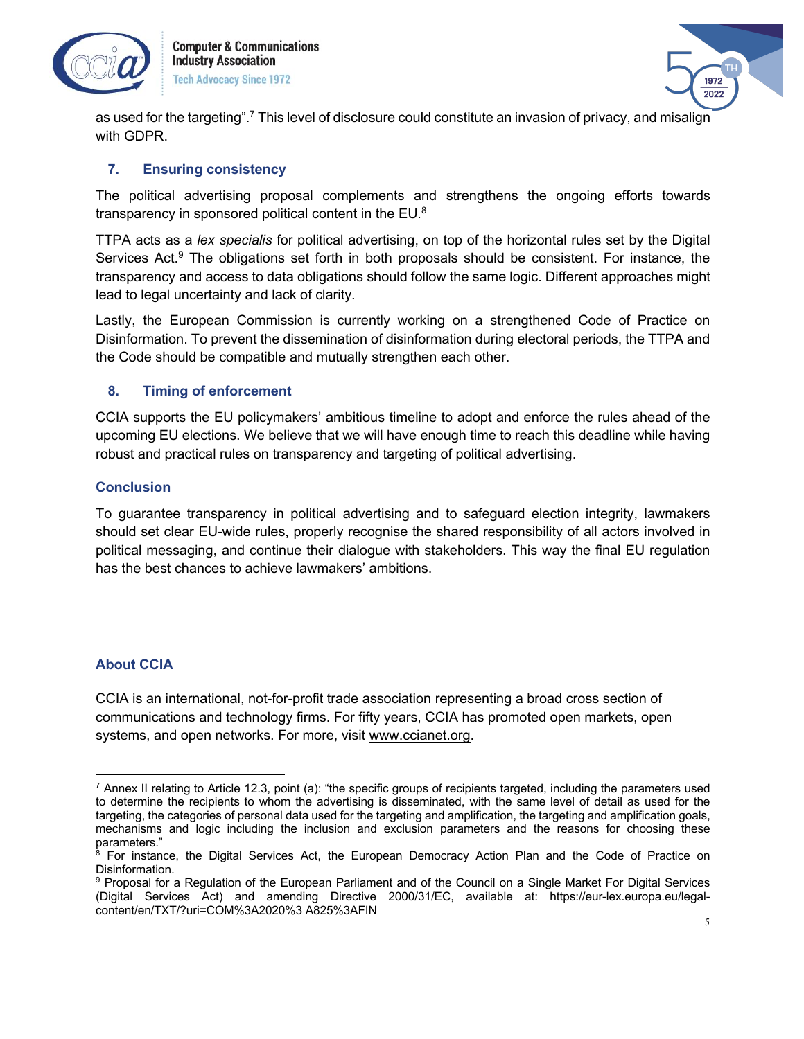as used for the targeting".[7] This level of disclosure could constitute an invasion of privacy, and misalign with GDPR.

## 7. Ensuring consistency

The political advertising proposal complements and strengthens the ongoing efforts towards transparency in sponsored political content in the EU.[8]

TTPA acts as a *lex specialis* for political advertising, on top of the horizontal rules set by the Digital Services Act.[9] The obligations set forth in both proposals should be consistent. For instance, the transparency and access to data obligations should follow the same logic. Different approaches might lead to legal uncertainty and lack of clarity.

Lastly, the European Commission is currently working on a strengthened Code of Practice on Disinformation. To prevent the dissemination of disinformation during electoral periods, the TTPA and the Code should be compatible and mutually strengthen each other.

## 8. Timing of enforcement

CCIA supports the EU policymakers' ambitious timeline to adopt and enforce the rules ahead of the upcoming EU elections. We believe that we will have enough time to reach this deadline while having robust and practical rules on transparency and targeting of political advertising.

## Conclusion

To guarantee transparency in political advertising and to safeguard election integrity, lawmakers should set clear EU-wide rules, properly recognise the shared responsibility of all actors involved in political messaging, and continue their dialogue with stakeholders. This way the final EU regulation has the best chances to achieve lawmakers' ambitions.

## About CCIA

CCIA is an international, not-for-profit trade association representing a broad cross section of communications and technology firms. For fifty years, CCIA has promoted open markets, open systems, and open networks. For more, visit www.ccianet.org.

---

[7] Annex II relating to Article 12.3, point (a): "the specific groups of recipients targeted, including the parameters used to determine the recipients to whom the advertising is disseminated, with the same level of detail as used for the targeting, the categories of personal data used for the targeting and amplification, the targeting and amplification goals, mechanisms and logic including the inclusion and exclusion parameters and the reasons for choosing these parameters."

[8] For instance, the Digital Services Act, the European Democracy Action Plan and the Code of Practice on Disinformation.

[9] Proposal for a Regulation of the European Parliament and of the Council on a Single Market For Digital Services (Digital Services Act) and amending Directive 2000/31/EC, available at: https://eur-lex.europa.eu/legal-content/en/TXT/?uri=COM%3A2020%3 A825%3AFIN